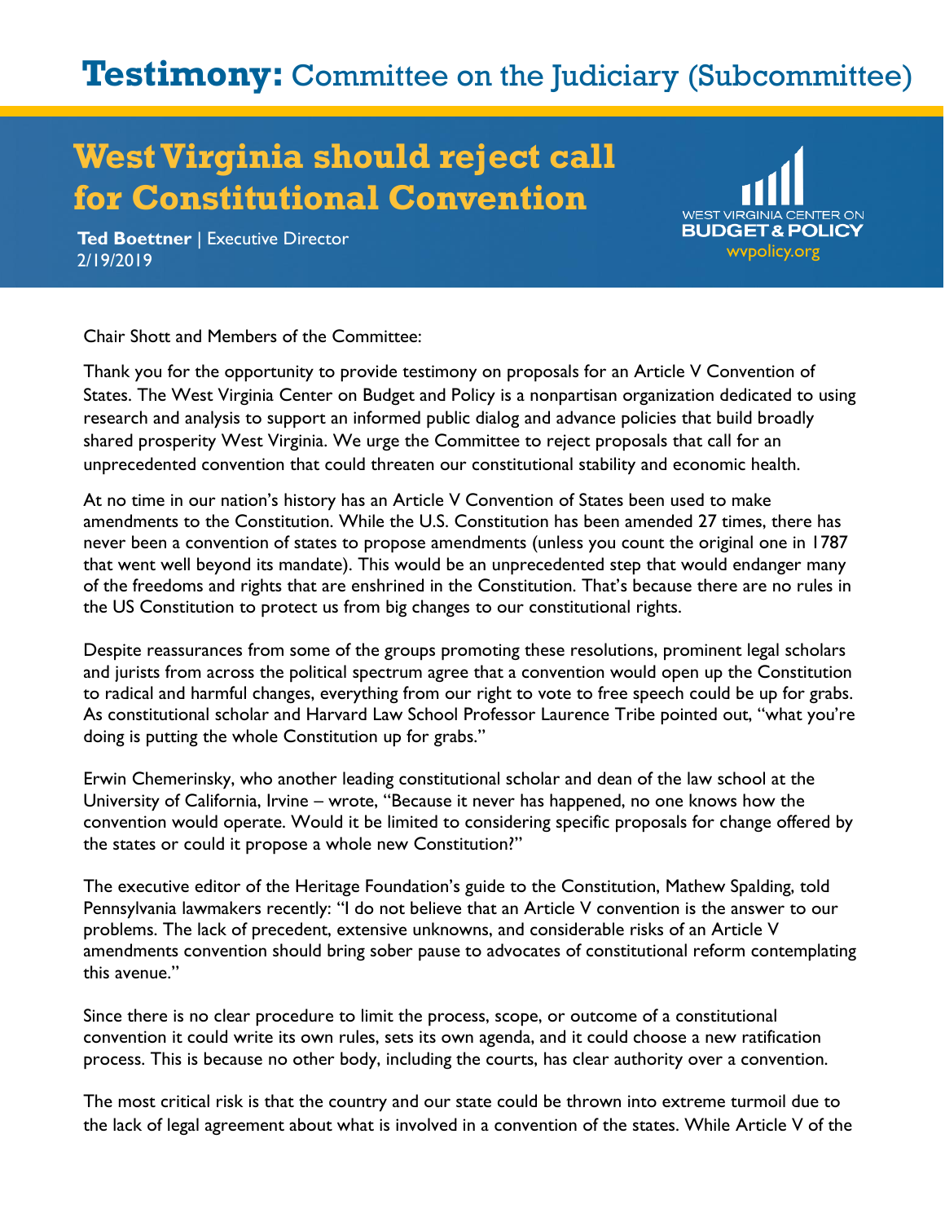# Testimony: Committee on the Judiciary (Subcommittee)

## West Virginia should reject call for Constitutional Convention

**Ted Boettner** | Executive Director
2/19/2019

WEST VIRGINIA CENTER ON **BUDGET & POLICY**
wvpolicy.org

Chair Shott and Members of the Committee:

Thank you for the opportunity to provide testimony on proposals for an Article V Convention of States. The West Virginia Center on Budget and Policy is a nonpartisan organization dedicated to using research and analysis to support an informed public dialog and advance policies that build broadly shared prosperity West Virginia. We urge the Committee to reject proposals that call for an unprecedented convention that could threaten our constitutional stability and economic health.

At no time in our nation's history has an Article V Convention of States been used to make amendments to the Constitution. While the U.S. Constitution has been amended 27 times, there has never been a convention of states to propose amendments (unless you count the original one in 1787 that went well beyond its mandate). This would be an unprecedented step that would endanger many of the freedoms and rights that are enshrined in the Constitution. That's because there are no rules in the US Constitution to protect us from big changes to our constitutional rights.

Despite reassurances from some of the groups promoting these resolutions, prominent legal scholars and jurists from across the political spectrum agree that a convention would open up the Constitution to radical and harmful changes, everything from our right to vote to free speech could be up for grabs. As constitutional scholar and Harvard Law School Professor Laurence Tribe pointed out, "what you're doing is putting the whole Constitution up for grabs."

Erwin Chemerinsky, who another leading constitutional scholar and dean of the law school at the University of California, Irvine – wrote, "Because it never has happened, no one knows how the convention would operate. Would it be limited to considering specific proposals for change offered by the states or could it propose a whole new Constitution?"

The executive editor of the Heritage Foundation's guide to the Constitution, Mathew Spalding, told Pennsylvania lawmakers recently: "I do not believe that an Article V convention is the answer to our problems. The lack of precedent, extensive unknowns, and considerable risks of an Article V amendments convention should bring sober pause to advocates of constitutional reform contemplating this avenue."

Since there is no clear procedure to limit the process, scope, or outcome of a constitutional convention it could write its own rules, sets its own agenda, and it could choose a new ratification process. This is because no other body, including the courts, has clear authority over a convention.

The most critical risk is that the country and our state could be thrown into extreme turmoil due to the lack of legal agreement about what is involved in a convention of the states. While Article V of the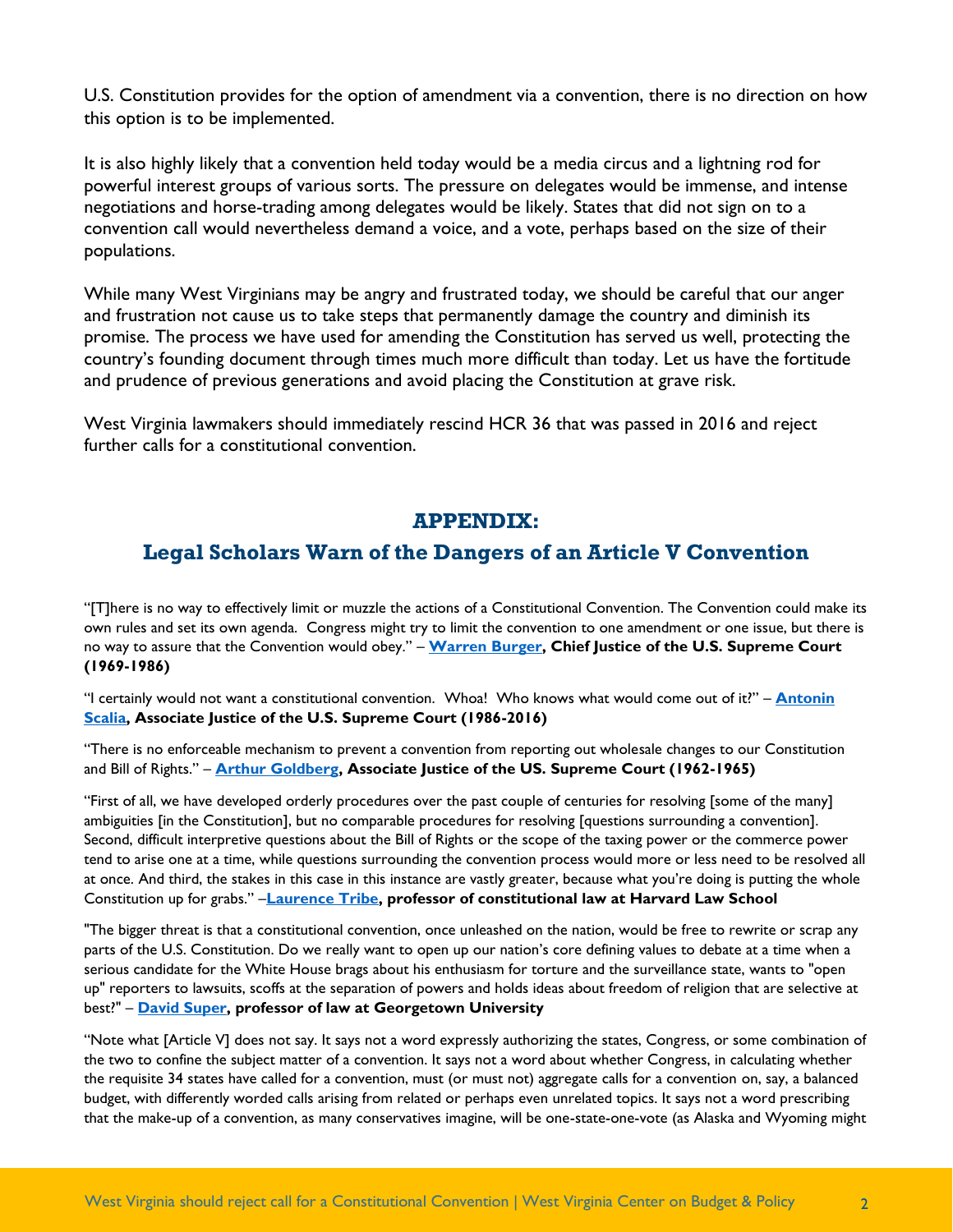U.S. Constitution provides for the option of amendment via a convention, there is no direction on how this option is to be implemented.

It is also highly likely that a convention held today would be a media circus and a lightning rod for powerful interest groups of various sorts. The pressure on delegates would be immense, and intense negotiations and horse-trading among delegates would be likely. States that did not sign on to a convention call would nevertheless demand a voice, and a vote, perhaps based on the size of their populations.

While many West Virginians may be angry and frustrated today, we should be careful that our anger and frustration not cause us to take steps that permanently damage the country and diminish its promise. The process we have used for amending the Constitution has served us well, protecting the country's founding document through times much more difficult than today. Let us have the fortitude and prudence of previous generations and avoid placing the Constitution at grave risk.

West Virginia lawmakers should immediately rescind HCR 36 that was passed in 2016 and reject further calls for a constitutional convention.

## APPENDIX:

## Legal Scholars Warn of the Dangers of an Article V Convention

"[T]here is no way to effectively limit or muzzle the actions of a Constitutional Convention. The Convention could make its own rules and set its own agenda. Congress might try to limit the convention to one amendment or one issue, but there is no way to assure that the Convention would obey." – **Warren Burger, Chief Justice of the U.S. Supreme Court (1969-1986)**

"I certainly would not want a constitutional convention. Whoa! Who knows what would come out of it?" – **Antonin Scalia, Associate Justice of the U.S. Supreme Court (1986-2016)**

"There is no enforceable mechanism to prevent a convention from reporting out wholesale changes to our Constitution and Bill of Rights." – **Arthur Goldberg, Associate Justice of the US. Supreme Court (1962-1965)**

"First of all, we have developed orderly procedures over the past couple of centuries for resolving [some of the many] ambiguities [in the Constitution], but no comparable procedures for resolving [questions surrounding a convention]. Second, difficult interpretive questions about the Bill of Rights or the scope of the taxing power or the commerce power tend to arise one at a time, while questions surrounding the convention process would more or less need to be resolved all at once. And third, the stakes in this case in this instance are vastly greater, because what you're doing is putting the whole Constitution up for grabs." –**Laurence Tribe, professor of constitutional law at Harvard Law School**

"The bigger threat is that a constitutional convention, once unleashed on the nation, would be free to rewrite or scrap any parts of the U.S. Constitution. Do we really want to open up our nation's core defining values to debate at a time when a serious candidate for the White House brags about his enthusiasm for torture and the surveillance state, wants to "open up" reporters to lawsuits, scoffs at the separation of powers and holds ideas about freedom of religion that are selective at best?" – **David Super, professor of law at Georgetown University**

"Note what [Article V] does not say. It says not a word expressly authorizing the states, Congress, or some combination of the two to confine the subject matter of a convention. It says not a word about whether Congress, in calculating whether the requisite 34 states have called for a convention, must (or must not) aggregate calls for a convention on, say, a balanced budget, with differently worded calls arising from related or perhaps even unrelated topics. It says not a word prescribing that the make-up of a convention, as many conservatives imagine, will be one-state-one-vote (as Alaska and Wyoming might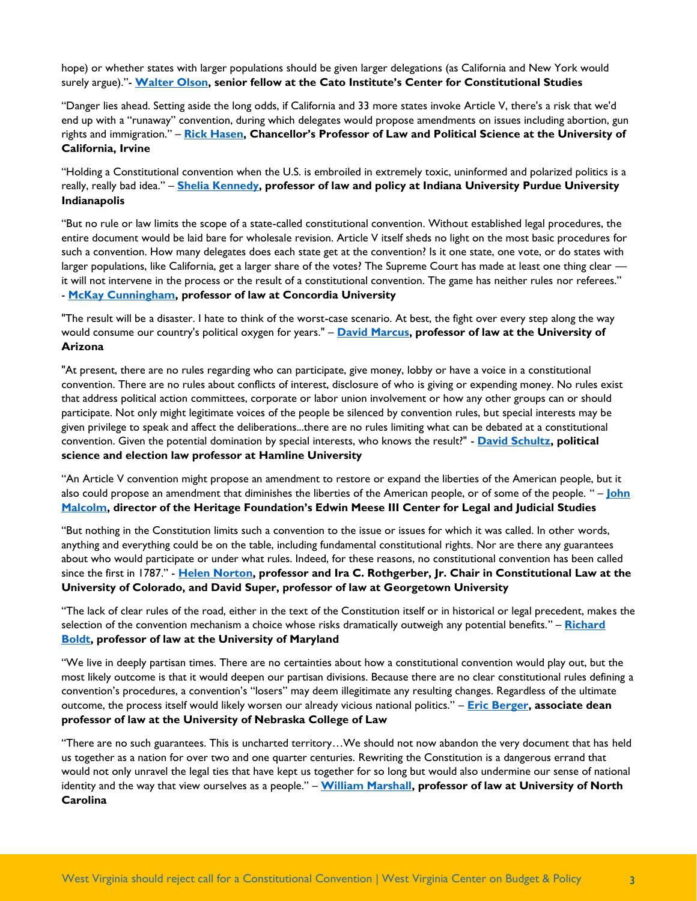hope) or whether states with larger populations should be given larger delegations (as California and New York would surely argue)."- **[Walter Olson](), senior fellow at the Cato Institute's Center for Constitutional Studies**

"Danger lies ahead. Setting aside the long odds, if California and 33 more states invoke Article V, there's a risk that we'd end up with a "runaway" convention, during which delegates would propose amendments on issues including abortion, gun rights and immigration." – **[Rick Hasen](), Chancellor's Professor of Law and Political Science at the University of California, Irvine**

"Holding a Constitutional convention when the U.S. is embroiled in extremely toxic, uninformed and polarized politics is a really, really bad idea." – **[Shelia Kennedy](), professor of law and policy at Indiana University Purdue University Indianapolis**

"But no rule or law limits the scope of a state-called constitutional convention. Without established legal procedures, the entire document would be laid bare for wholesale revision. Article V itself sheds no light on the most basic procedures for such a convention. How many delegates does each state get at the convention? Is it one state, one vote, or do states with larger populations, like California, get a larger share of the votes? The Supreme Court has made at least one thing clear — it will not intervene in the process or the result of a constitutional convention. The game has neither rules nor referees." - **[McKay Cunningham](), professor of law at Concordia University**

"The result will be a disaster. I hate to think of the worst-case scenario. At best, the fight over every step along the way would consume our country's political oxygen for years." – **[David Marcus](), professor of law at the University of Arizona**

"At present, there are no rules regarding who can participate, give money, lobby or have a voice in a constitutional convention. There are no rules about conflicts of interest, disclosure of who is giving or expending money. No rules exist that address political action committees, corporate or labor union involvement or how any other groups can or should participate. Not only might legitimate voices of the people be silenced by convention rules, but special interests may be given privilege to speak and affect the deliberations...there are no rules limiting what can be debated at a constitutional convention. Given the potential domination by special interests, who knows the result?" - **[David Schultz](), political science and election law professor at Hamline University**

"An Article V convention might propose an amendment to restore or expand the liberties of the American people, but it also could propose an amendment that diminishes the liberties of the American people, or of some of the people. " – **[John Malcolm](), director of the Heritage Foundation's Edwin Meese III Center for Legal and Judicial Studies**

"But nothing in the Constitution limits such a convention to the issue or issues for which it was called. In other words, anything and everything could be on the table, including fundamental constitutional rights. Nor are there any guarantees about who would participate or under what rules. Indeed, for these reasons, no constitutional convention has been called since the first in 1787." - **[Helen Norton](), professor and Ira C. Rothgerber, Jr. Chair in Constitutional Law at the University of Colorado, and David Super, professor of law at Georgetown University**

"The lack of clear rules of the road, either in the text of the Constitution itself or in historical or legal precedent, makes the selection of the convention mechanism a choice whose risks dramatically outweigh any potential benefits." – **[Richard Boldt](), professor of law at the University of Maryland**

"We live in deeply partisan times. There are no certainties about how a constitutional convention would play out, but the most likely outcome is that it would deepen our partisan divisions. Because there are no clear constitutional rules defining a convention's procedures, a convention's "losers" may deem illegitimate any resulting changes. Regardless of the ultimate outcome, the process itself would likely worsen our already vicious national politics." – **[Eric Berger](), associate dean professor of law at the University of Nebraska College of Law**

"There are no such guarantees. This is uncharted territory…We should not now abandon the very document that has held us together as a nation for over two and one quarter centuries. Rewriting the Constitution is a dangerous errand that would not only unravel the legal ties that have kept us together for so long but would also undermine our sense of national identity and the way that view ourselves as a people." – **[William Marshall](), professor of law at University of North Carolina**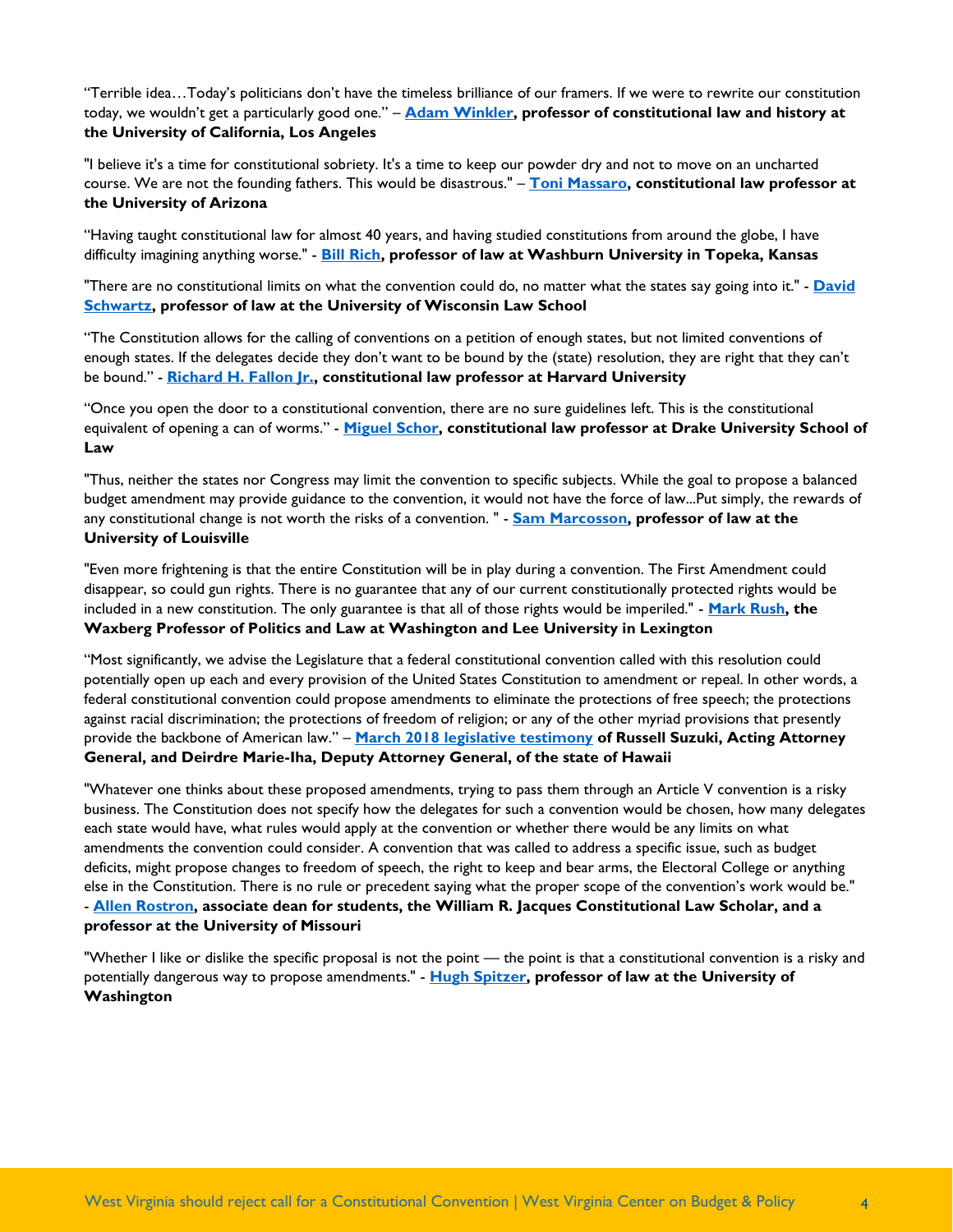"Terrible idea…Today's politicians don't have the timeless brilliance of our framers. If we were to rewrite our constitution today, we wouldn't get a particularly good one." – **Adam Winkler, professor of constitutional law and history at the University of California, Los Angeles**

"I believe it's a time for constitutional sobriety. It's a time to keep our powder dry and not to move on an uncharted course. We are not the founding fathers. This would be disastrous." – **Toni Massaro, constitutional law professor at the University of Arizona**

"Having taught constitutional law for almost 40 years, and having studied constitutions from around the globe, I have difficulty imagining anything worse." - **Bill Rich, professor of law at Washburn University in Topeka, Kansas**

"There are no constitutional limits on what the convention could do, no matter what the states say going into it." - **David Schwartz, professor of law at the University of Wisconsin Law School**

"The Constitution allows for the calling of conventions on a petition of enough states, but not limited conventions of enough states. If the delegates decide they don't want to be bound by the (state) resolution, they are right that they can't be bound." - **Richard H. Fallon Jr., constitutional law professor at Harvard University**

"Once you open the door to a constitutional convention, there are no sure guidelines left. This is the constitutional equivalent of opening a can of worms." - **Miguel Schor, constitutional law professor at Drake University School of Law**

"Thus, neither the states nor Congress may limit the convention to specific subjects. While the goal to propose a balanced budget amendment may provide guidance to the convention, it would not have the force of law...Put simply, the rewards of any constitutional change is not worth the risks of a convention. " - **Sam Marcosson, professor of law at the University of Louisville**

"Even more frightening is that the entire Constitution will be in play during a convention. The First Amendment could disappear, so could gun rights. There is no guarantee that any of our current constitutionally protected rights would be included in a new constitution. The only guarantee is that all of those rights would be imperiled." - **Mark Rush, the Waxberg Professor of Politics and Law at Washington and Lee University in Lexington**

"Most significantly, we advise the Legislature that a federal constitutional convention called with this resolution could potentially open up each and every provision of the United States Constitution to amendment or repeal. In other words, a federal constitutional convention could propose amendments to eliminate the protections of free speech; the protections against racial discrimination; the protections of freedom of religion; or any of the other myriad provisions that presently provide the backbone of American law." – **March 2018 legislative testimony of Russell Suzuki, Acting Attorney General, and Deirdre Marie-Iha, Deputy Attorney General, of the state of Hawaii**

"Whatever one thinks about these proposed amendments, trying to pass them through an Article V convention is a risky business. The Constitution does not specify how the delegates for such a convention would be chosen, how many delegates each state would have, what rules would apply at the convention or whether there would be any limits on what amendments the convention could consider. A convention that was called to address a specific issue, such as budget deficits, might propose changes to freedom of speech, the right to keep and bear arms, the Electoral College or anything else in the Constitution. There is no rule or precedent saying what the proper scope of the convention's work would be." - **Allen Rostron, associate dean for students, the William R. Jacques Constitutional Law Scholar, and a professor at the University of Missouri**

"Whether I like or dislike the specific proposal is not the point — the point is that a constitutional convention is a risky and potentially dangerous way to propose amendments." - **Hugh Spitzer, professor of law at the University of Washington**